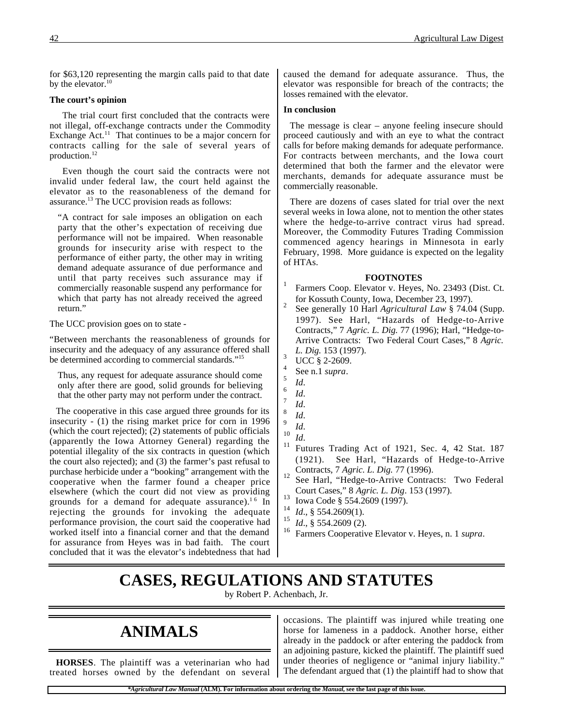for $63,120 representing the margin calls paid to that date by the elevator.[10]

**The court's opinion**

The trial court first concluded that the contracts were not illegal, off-exchange contracts under the Commodity Exchange Act.[11] That continues to be a major concern for contracts calling for the sale of several years of production.[12]

Even though the court said the contracts were not invalid under federal law, the court held against the elevator as to the reasonableness of the demand for assurance.[13] The UCC provision reads as follows:

> "A contract for sale imposes an obligation on each party that the other's expectation of receiving due performance will not be impaired. When reasonable grounds for insecurity arise with respect to the performance of either party, the other may in writing demand adequate assurance of due performance and until that party receives such assurance may if commercially reasonable suspend any performance for which that party has not already received the agreed return."

The UCC provision goes on to state -

"Between merchants the reasonableness of grounds for insecurity and the adequacy of any assurance offered shall be determined according to commercial standards."[15]

> Thus, any request for adequate assurance should come only after there are good, solid grounds for believing that the other party may not perform under the contract.

The cooperative in this case argued three grounds for its insecurity - (1) the rising market price for corn in 1996 (which the court rejected); (2) statements of public officials (apparently the Iowa Attorney General) regarding the potential illegality of the six contracts in question (which the court also rejected); and (3) the farmer's past refusal to purchase herbicide under a "booking" arrangement with the cooperative when the farmer found a cheaper price elsewhere (which the court did not view as providing grounds for a demand for adequate assurance).[16] In rejecting the grounds for invoking the adequate performance provision, the court said the cooperative had worked itself into a financial corner and that the demand for assurance from Heyes was in bad faith. The court concluded that it was the elevator's indebtedness that had caused the demand for adequate assurance. Thus, the elevator was responsible for breach of the contracts; the losses remained with the elevator.

**In conclusion**

The message is clear – anyone feeling insecure should proceed cautiously and with an eye to what the contract calls for before making demands for adequate performance. For contracts between merchants, and the Iowa court determined that both the farmer and the elevator were merchants, demands for adequate assurance must be commercially reasonable.

There are dozens of cases slated for trial over the next several weeks in Iowa alone, not to mention the other states where the hedge-to-arrive contract virus had spread. Moreover, the Commodity Futures Trading Commission commenced agency hearings in Minnesota in early February, 1998. More guidance is expected on the legality of HTAs.

**FOOTNOTES**

1. Farmers Coop. Elevator v. Heyes, No. 23493 (Dist. Ct. for Kossuth County, Iowa, December 23, 1997).
2. See generally 10 Harl *Agricultural Law* § 74.04 (Supp. 1997). See Harl, "Hazards of Hedge-to-Arrive Contracts," 7 *Agric. L. Dig.* 77 (1996); Harl, "Hedge-to-Arrive Contracts: Two Federal Court Cases," 8 *Agric. L. Dig.* 153 (1997).
3. UCC § 2-2609.
4. See n.1 *supra*.
5. *Id*.
6. *Id*.
7. *Id*.
8. *Id*.
9. *Id*.
10. *Id*.
11. Futures Trading Act of 1921, Sec. 4, 42 Stat. 187 (1921). See Harl, "Hazards of Hedge-to-Arrive Contracts, 7 *Agric. L. Dig.* 77 (1996).
12. See Harl, "Hedge-to-Arrive Contracts: Two Federal Court Cases," 8 *Agric. L. Dig*. 153 (1997).
13. Iowa Code § 554.2609 (1997).
14. *Id*., § 554.2609(1).
15. *Id*., § 554.2609 (2).
16. Farmers Cooperative Elevator v. Heyes, n. 1 *supra*.

# CASES, REGULATIONS AND STATUTES

by Robert P. Achenbach, Jr.

## ANIMALS

**HORSES**. The plaintiff was a veterinarian who had treated horses owned by the defendant on several occasions. The plaintiff was injured while treating one horse for lameness in a paddock. Another horse, either already in the paddock or after entering the paddock from an adjoining pasture, kicked the plaintiff. The plaintiff sued under theories of negligence or "animal injury liability." The defendant argued that (1) the plaintiff had to show that

**Agricultural Law Manual* (ALM). For information about ordering the *Manual*, see the last page of this issue.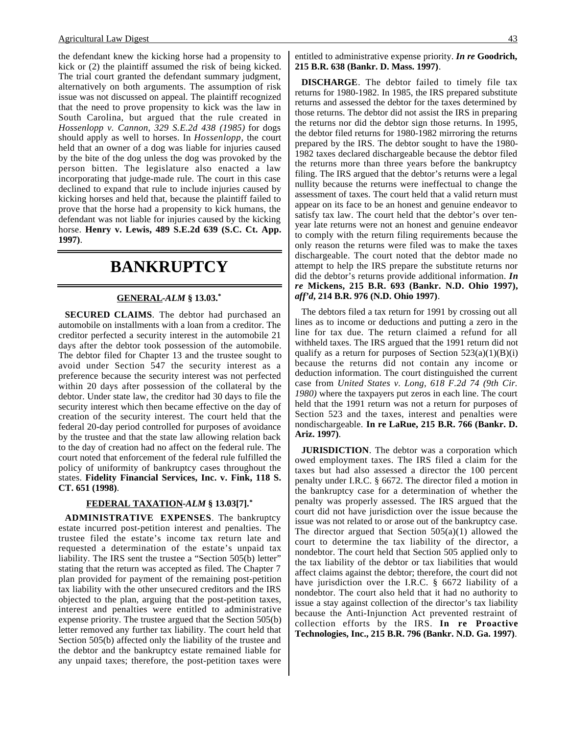the defendant knew the kicking horse had a propensity to kick or (2) the plaintiff assumed the risk of being kicked. The trial court granted the defendant summary judgment, alternatively on both arguments. The assumption of risk issue was not discussed on appeal. The plaintiff recognized that the need to prove propensity to kick was the law in South Carolina, but argued that the rule created in *Hossenlopp v. Cannon, 329 S.E.2d 438 (1985)* for dogs should apply as well to horses. In *Hossenlopp*, the court held that an owner of a dog was liable for injuries caused by the bite of the dog unless the dog was provoked by the person bitten. The legislature also enacted a law incorporating that judge-made rule. The court in this case declined to expand that rule to include injuries caused by kicking horses and held that, because the plaintiff failed to prove that the horse had a propensity to kick humans, the defendant was not liable for injuries caused by the kicking horse. **Henry v. Lewis, 489 S.E.2d 639 (S.C. Ct. App. 1997)**.

# BANKRUPTCY

### GENERAL-*ALM* § 13.03.*

**SECURED CLAIMS**. The debtor had purchased an automobile on installments with a loan from a creditor. The creditor perfected a security interest in the automobile 21 days after the debtor took possession of the automobile. The debtor filed for Chapter 13 and the trustee sought to avoid under Section 547 the security interest as a preference because the security interest was not perfected within 20 days after possession of the collateral by the debtor. Under state law, the creditor had 30 days to file the security interest which then became effective on the day of creation of the security interest. The court held that the federal 20-day period controlled for purposes of avoidance by the trustee and that the state law allowing relation back to the day of creation had no affect on the federal rule. The court noted that enforcement of the federal rule fulfilled the policy of uniformity of bankruptcy cases throughout the states. **Fidelity Financial Services, Inc. v. Fink, 118 S. CT. 651 (1998)**.

### FEDERAL TAXATION-*ALM* § 13.03[7].*

**ADMINISTRATIVE EXPENSES**. The bankruptcy estate incurred post-petition interest and penalties. The trustee filed the estate's income tax return late and requested a determination of the estate's unpaid tax liability. The IRS sent the trustee a "Section 505(b) letter" stating that the return was accepted as filed. The Chapter 7 plan provided for payment of the remaining post-petition tax liability with the other unsecured creditors and the IRS objected to the plan, arguing that the post-petition taxes, interest and penalties were entitled to administrative expense priority. The trustee argued that the Section 505(b) letter removed any further tax liability. The court held that Section 505(b) affected only the liability of the trustee and the debtor and the bankruptcy estate remained liable for any unpaid taxes; therefore, the post-petition taxes were entitled to administrative expense priority. ***In re* Goodrich, 215 B.R. 638 (Bankr. D. Mass. 1997)**.

**DISCHARGE**. The debtor failed to timely file tax returns for 1980-1982. In 1985, the IRS prepared substitute returns and assessed the debtor for the taxes determined by those returns. The debtor did not assist the IRS in preparing the returns nor did the debtor sign those returns. In 1995, the debtor filed returns for 1980-1982 mirroring the returns prepared by the IRS. The debtor sought to have the 1980-1982 taxes declared dischargeable because the debtor filed the returns more than three years before the bankruptcy filing. The IRS argued that the debtor's returns were a legal nullity because the returns were ineffectual to change the assessment of taxes. The court held that a valid return must appear on its face to be an honest and genuine endeavor to satisfy tax law. The court held that the debtor's over ten-year late returns were not an honest and genuine endeavor to comply with the return filing requirements because the only reason the returns were filed was to make the taxes dischargeable. The court noted that the debtor made no attempt to help the IRS prepare the substitute returns nor did the debtor's returns provide additional information. ***In re* Mickens, 215 B.R. 693 (Bankr. N.D. Ohio 1997), *aff'd*, 214 B.R. 976 (N.D. Ohio 1997)**.

The debtors filed a tax return for 1991 by crossing out all lines as to income or deductions and putting a zero in the line for tax due. The return claimed a refund for all withheld taxes. The IRS argued that the 1991 return did not qualify as a return for purposes of Section 523(a)(1)(B)(i) because the returns did not contain any income or deduction information. The court distinguished the current case from *United States v. Long, 618 F.2d 74 (9th Cir. 1980)* where the taxpayers put zeros in each line. The court held that the 1991 return was not a return for purposes of Section 523 and the taxes, interest and penalties were nondischargeable. **In re LaRue, 215 B.R. 766 (Bankr. D. Ariz. 1997)**.

**JURISDICTION**. The debtor was a corporation which owed employment taxes. The IRS filed a claim for the taxes but had also assessed a director the 100 percent penalty under I.R.C. § 6672. The director filed a motion in the bankruptcy case for a determination of whether the penalty was properly assessed. The IRS argued that the court did not have jurisdiction over the issue because the issue was not related to or arose out of the bankruptcy case. The director argued that Section 505(a)(1) allowed the court to determine the tax liability of the director, a nondebtor. The court held that Section 505 applied only to the tax liability of the debtor or tax liabilities that would affect claims against the debtor; therefore, the court did not have jurisdiction over the I.R.C. § 6672 liability of a nondebtor. The court also held that it had no authority to issue a stay against collection of the director's tax liability because the Anti-Injunction Act prevented restraint of collection efforts by the IRS. **In re Proactive Technologies, Inc., 215 B.R. 796 (Bankr. N.D. Ga. 1997)**.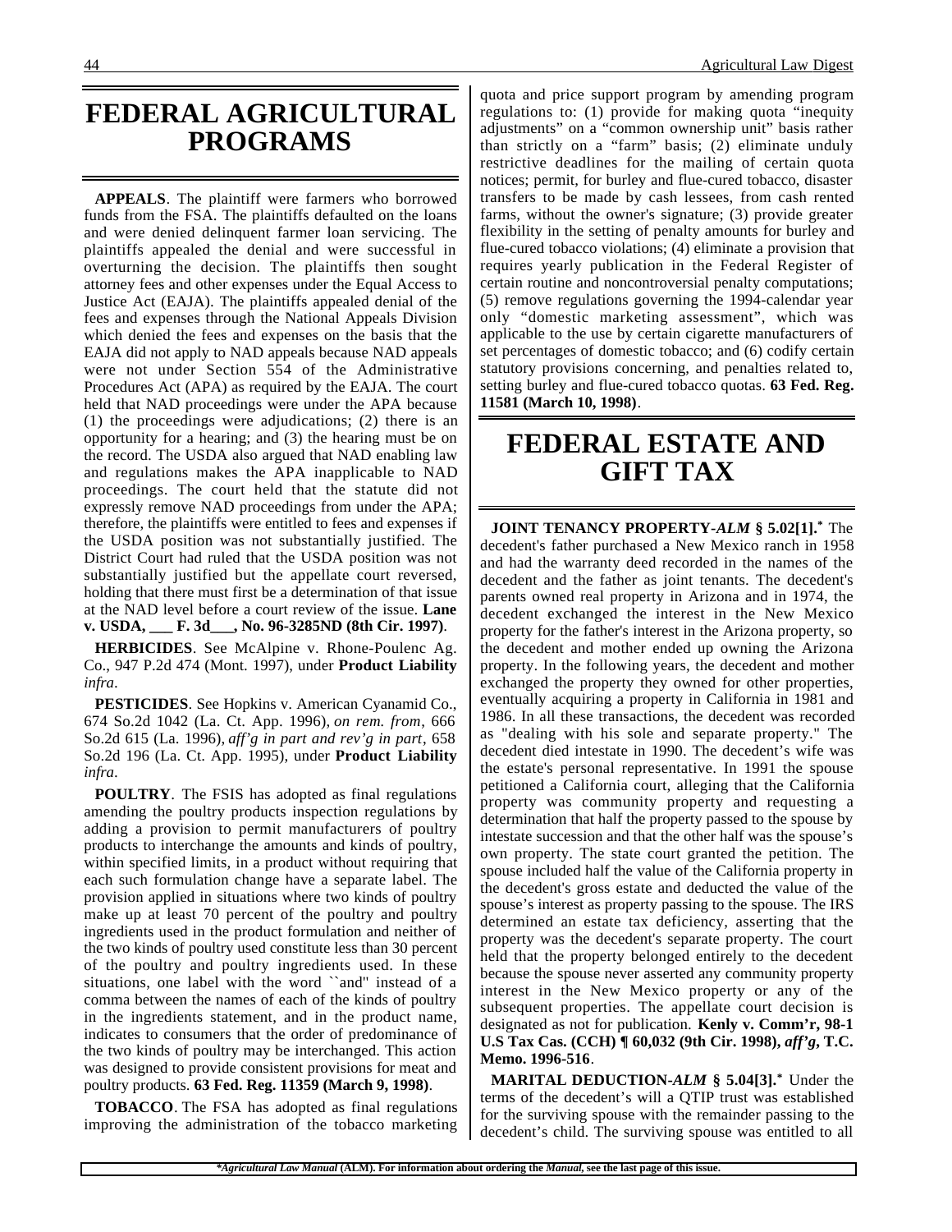# FEDERAL AGRICULTURAL PROGRAMS

**APPEALS**. The plaintiff were farmers who borrowed funds from the FSA. The plaintiffs defaulted on the loans and were denied delinquent farmer loan servicing. The plaintiffs appealed the denial and were successful in overturning the decision. The plaintiffs then sought attorney fees and other expenses under the Equal Access to Justice Act (EAJA). The plaintiffs appealed denial of the fees and expenses through the National Appeals Division which denied the fees and expenses on the basis that the EAJA did not apply to NAD appeals because NAD appeals were not under Section 554 of the Administrative Procedures Act (APA) as required by the EAJA. The court held that NAD proceedings were under the APA because (1) the proceedings were adjudications; (2) there is an opportunity for a hearing; and (3) the hearing must be on the record. The USDA also argued that NAD enabling law and regulations makes the APA inapplicable to NAD proceedings. The court held that the statute did not expressly remove NAD proceedings from under the APA; therefore, the plaintiffs were entitled to fees and expenses if the USDA position was not substantially justified. The District Court had ruled that the USDA position was not substantially justified but the appellate court reversed, holding that there must first be a determination of that issue at the NAD level before a court review of the issue. **Lane v. USDA, ___ F. 3d___, No. 96-3285ND (8th Cir. 1997)**.

**HERBICIDES**. See McAlpine v. Rhone-Poulenc Ag. Co., 947 P.2d 474 (Mont. 1997), under **Product Liability** *infra*.

**PESTICIDES**. See Hopkins v. American Cyanamid Co., 674 So.2d 1042 (La. Ct. App. 1996), *on rem. from*, 666 So.2d 615 (La. 1996), *aff'g in part and rev'g in part*, 658 So.2d 196 (La. Ct. App. 1995), under **Product Liability** *infra*.

**POULTRY**. The FSIS has adopted as final regulations amending the poultry products inspection regulations by adding a provision to permit manufacturers of poultry products to interchange the amounts and kinds of poultry, within specified limits, in a product without requiring that each such formulation change have a separate label. The provision applied in situations where two kinds of poultry make up at least 70 percent of the poultry and poultry ingredients used in the product formulation and neither of the two kinds of poultry used constitute less than 30 percent of the poultry and poultry ingredients used. In these situations, one label with the word ``and'' instead of a comma between the names of each of the kinds of poultry in the ingredients statement, and in the product name, indicates to consumers that the order of predominance of the two kinds of poultry may be interchanged. This action was designed to provide consistent provisions for meat and poultry products. **63 Fed. Reg. 11359 (March 9, 1998)**.

**TOBACCO**. The FSA has adopted as final regulations improving the administration of the tobacco marketing quota and price support program by amending program regulations to: (1) provide for making quota "inequity adjustments" on a "common ownership unit" basis rather than strictly on a "farm" basis; (2) eliminate unduly restrictive deadlines for the mailing of certain quota notices; permit, for burley and flue-cured tobacco, disaster transfers to be made by cash lessees, from cash rented farms, without the owner's signature; (3) provide greater flexibility in the setting of penalty amounts for burley and flue-cured tobacco violations; (4) eliminate a provision that requires yearly publication in the Federal Register of certain routine and noncontroversial penalty computations; (5) remove regulations governing the 1994-calendar year only "domestic marketing assessment", which was applicable to the use by certain cigarette manufacturers of set percentages of domestic tobacco; and (6) codify certain statutory provisions concerning, and penalties related to, setting burley and flue-cured tobacco quotas. **63 Fed. Reg. 11581 (March 10, 1998)**.

# FEDERAL ESTATE AND GIFT TAX

**JOINT TENANCY PROPERTY-*ALM* § 5.02[1].*** The decedent's father purchased a New Mexico ranch in 1958 and had the warranty deed recorded in the names of the decedent and the father as joint tenants. The decedent's parents owned real property in Arizona and in 1974, the decedent exchanged the interest in the New Mexico property for the father's interest in the Arizona property, so the decedent and mother ended up owning the Arizona property. In the following years, the decedent and mother exchanged the property they owned for other properties, eventually acquiring a property in California in 1981 and 1986. In all these transactions, the decedent was recorded as "dealing with his sole and separate property." The decedent died intestate in 1990. The decedent's wife was the estate's personal representative. In 1991 the spouse petitioned a California court, alleging that the California property was community property and requesting a determination that half the property passed to the spouse by intestate succession and that the other half was the spouse's own property. The state court granted the petition. The spouse included half the value of the California property in the decedent's gross estate and deducted the value of the spouse's interest as property passing to the spouse. The IRS determined an estate tax deficiency, asserting that the property was the decedent's separate property. The court held that the property belonged entirely to the decedent because the spouse never asserted any community property interest in the New Mexico property or any of the subsequent properties. The appellate court decision is designated as not for publication. **Kenly v. Comm'r, 98-1 U.S Tax Cas. (CCH) ¶ 60,032 (9th Cir. 1998), *aff'g*, T.C. Memo. 1996-516**.

**MARITAL DEDUCTION-*ALM* § 5.04[3].*** Under the terms of the decedent's will a QTIP trust was established for the surviving spouse with the remainder passing to the decedent's child. The surviving spouse was entitled to all

*\*Agricultural Law Manual* (ALM). For information about ordering the *Manual*, see the last page of this issue.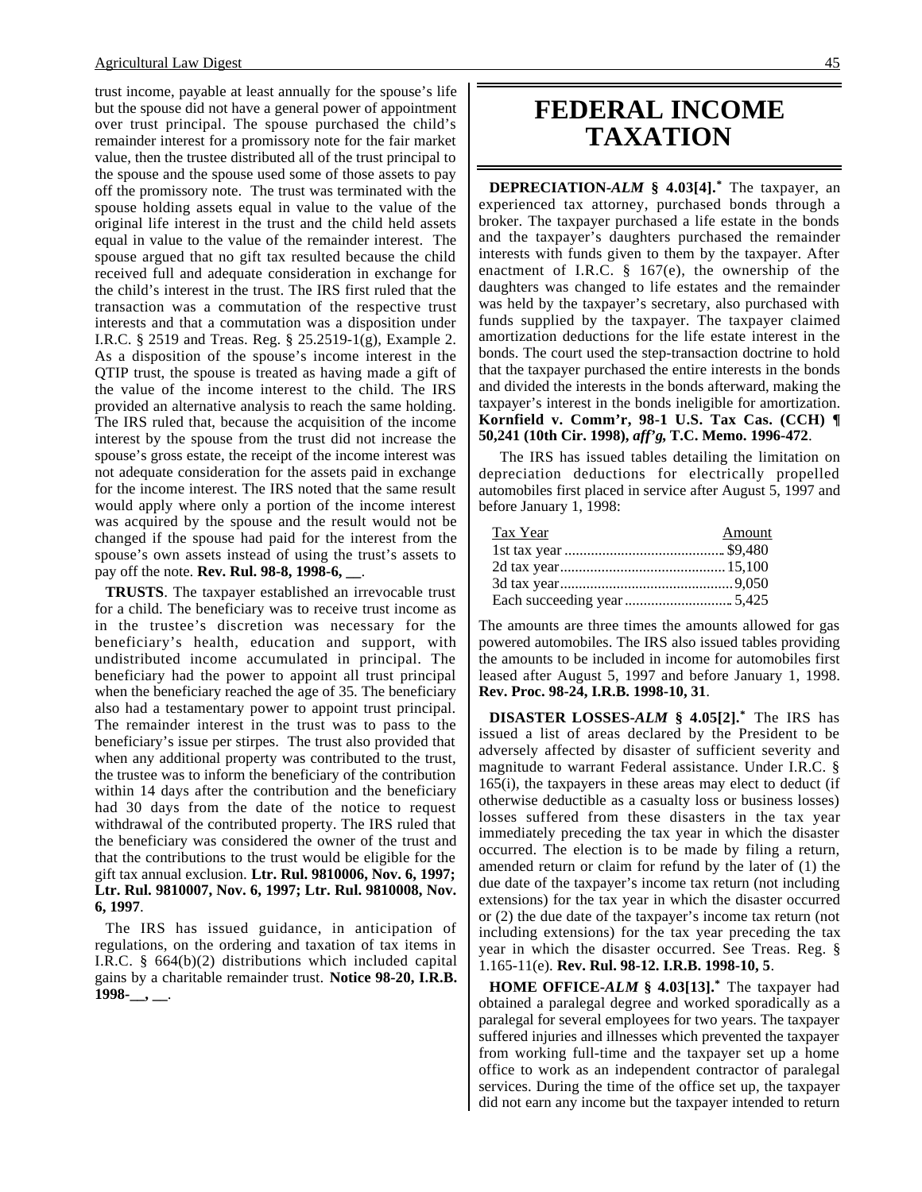trust income, payable at least annually for the spouse's life but the spouse did not have a general power of appointment over trust principal. The spouse purchased the child's remainder interest for a promissory note for the fair market value, then the trustee distributed all of the trust principal to the spouse and the spouse used some of those assets to pay off the promissory note. The trust was terminated with the spouse holding assets equal in value to the value of the original life interest in the trust and the child held assets equal in value to the value of the remainder interest. The spouse argued that no gift tax resulted because the child received full and adequate consideration in exchange for the child's interest in the trust. The IRS first ruled that the transaction was a commutation of the respective trust interests and that a commutation was a disposition under I.R.C. § 2519 and Treas. Reg. § 25.2519-1(g), Example 2. As a disposition of the spouse's income interest in the QTIP trust, the spouse is treated as having made a gift of the value of the income interest to the child. The IRS provided an alternative analysis to reach the same holding. The IRS ruled that, because the acquisition of the income interest by the spouse from the trust did not increase the spouse's gross estate, the receipt of the income interest was not adequate consideration for the assets paid in exchange for the income interest. The IRS noted that the same result would apply where only a portion of the income interest was acquired by the spouse and the result would not be changed if the spouse had paid for the interest from the spouse's own assets instead of using the trust's assets to pay off the note. **Rev. Rul. 98-8, 1998-6, __**.

**TRUSTS**. The taxpayer established an irrevocable trust for a child. The beneficiary was to receive trust income as in the trustee's discretion was necessary for the beneficiary's health, education and support, with undistributed income accumulated in principal. The beneficiary had the power to appoint all trust principal when the beneficiary reached the age of 35. The beneficiary also had a testamentary power to appoint trust principal. The remainder interest in the trust was to pass to the beneficiary's issue per stirpes. The trust also provided that when any additional property was contributed to the trust, the trustee was to inform the beneficiary of the contribution within 14 days after the contribution and the beneficiary had 30 days from the date of the notice to request withdrawal of the contributed property. The IRS ruled that the beneficiary was considered the owner of the trust and that the contributions to the trust would be eligible for the gift tax annual exclusion. **Ltr. Rul. 9810006, Nov. 6, 1997; Ltr. Rul. 9810007, Nov. 6, 1997; Ltr. Rul. 9810008, Nov. 6, 1997**.

The IRS has issued guidance, in anticipation of regulations, on the ordering and taxation of tax items in I.R.C. § 664(b)(2) distributions which included capital gains by a charitable remainder trust. **Notice 98-20, I.R.B. 1998-__, __**.

# FEDERAL INCOME TAXATION

**DEPRECIATION-*ALM* § 4.03[4].*** The taxpayer, an experienced tax attorney, purchased bonds through a broker. The taxpayer purchased a life estate in the bonds and the taxpayer's daughters purchased the remainder interests with funds given to them by the taxpayer. After enactment of I.R.C. § 167(e), the ownership of the daughters was changed to life estates and the remainder was held by the taxpayer's secretary, also purchased with funds supplied by the taxpayer. The taxpayer claimed amortization deductions for the life estate interest in the bonds. The court used the step-transaction doctrine to hold that the taxpayer purchased the entire interests in the bonds and divided the interests in the bonds afterward, making the taxpayer's interest in the bonds ineligible for amortization. **Kornfield v. Comm'r, 98-1 U.S. Tax Cas. (CCH) ¶ 50,241 (10th Cir. 1998), *aff'g*, T.C. Memo. 1996-472**.

The IRS has issued tables detailing the limitation on depreciation deductions for electrically propelled automobiles first placed in service after August 5, 1997 and before January 1, 1998:

| Tax Year | Amount |
|---|---|
| 1st tax year | $9,480 |
| 2d tax year | 15,100 |
| 3d tax year | 9,050 |
| Each succeeding year | 5,425 |

The amounts are three times the amounts allowed for gas powered automobiles. The IRS also issued tables providing the amounts to be included in income for automobiles first leased after August 5, 1997 and before January 1, 1998. **Rev. Proc. 98-24, I.R.B. 1998-10, 31**.

**DISASTER LOSSES-*ALM* § 4.05[2].*** The IRS has issued a list of areas declared by the President to be adversely affected by disaster of sufficient severity and magnitude to warrant Federal assistance. Under I.R.C. § 165(i), the taxpayers in these areas may elect to deduct (if otherwise deductible as a casualty loss or business losses) losses suffered from these disasters in the tax year immediately preceding the tax year in which the disaster occurred. The election is to be made by filing a return, amended return or claim for refund by the later of (1) the due date of the taxpayer's income tax return (not including extensions) for the tax year in which the disaster occurred or (2) the due date of the taxpayer's income tax return (not including extensions) for the tax year preceding the tax year in which the disaster occurred. See Treas. Reg. § 1.165-11(e). **Rev. Rul. 98-12. I.R.B. 1998-10, 5**.

**HOME OFFICE-*ALM* § 4.03[13].*** The taxpayer had obtained a paralegal degree and worked sporadically as a paralegal for several employees for two years. The taxpayer suffered injuries and illnesses which prevented the taxpayer from working full-time and the taxpayer set up a home office to work as an independent contractor of paralegal services. During the time of the office set up, the taxpayer did not earn any income but the taxpayer intended to return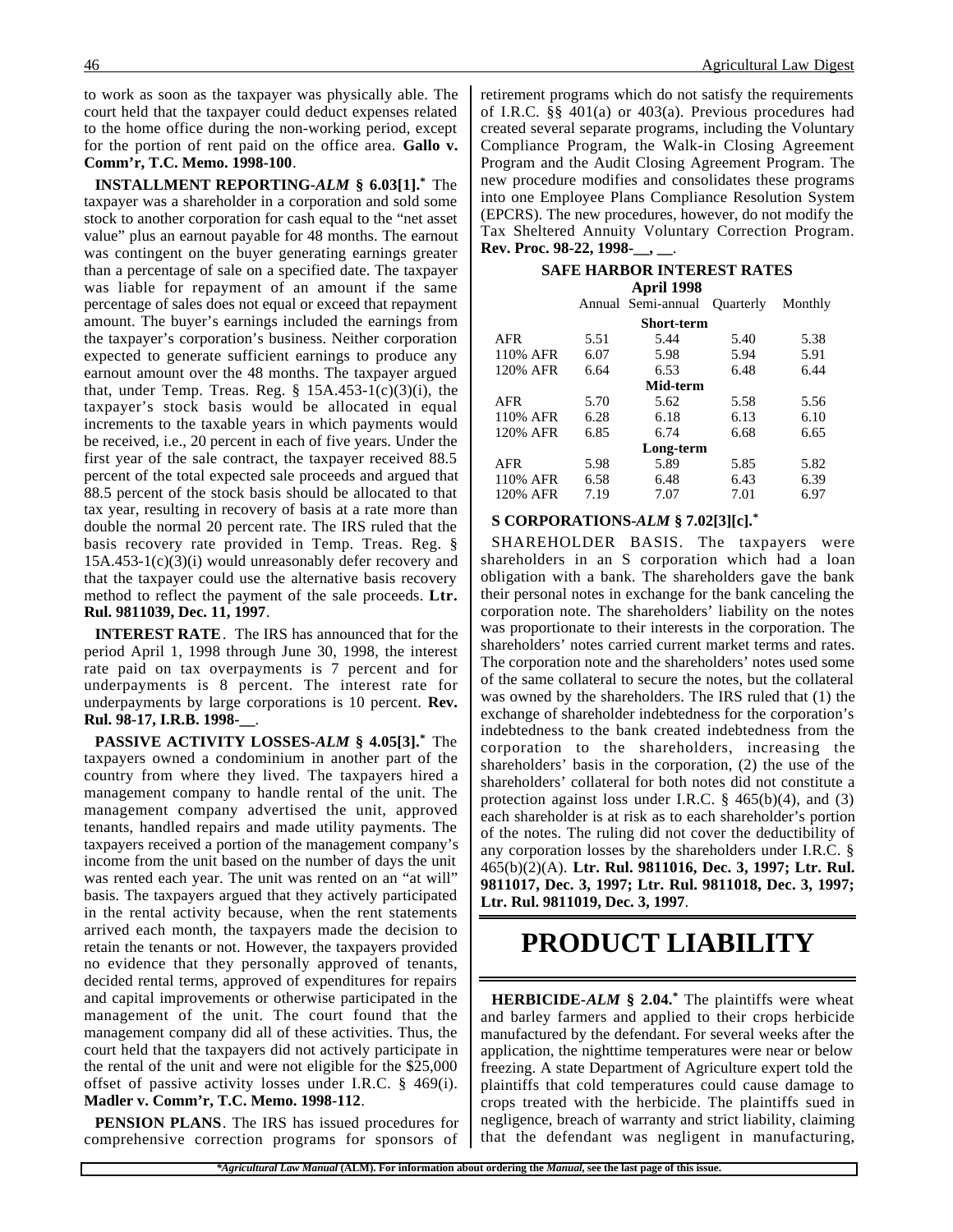to work as soon as the taxpayer was physically able. The court held that the taxpayer could deduct expenses related to the home office during the non-working period, except for the portion of rent paid on the office area. **Gallo v. Comm'r, T.C. Memo. 1998-100**.

**INSTALLMENT REPORTING-*ALM* § 6.03[1].*** The taxpayer was a shareholder in a corporation and sold some stock to another corporation for cash equal to the "net asset value" plus an earnout payable for 48 months. The earnout was contingent on the buyer generating earnings greater than a percentage of sale on a specified date. The taxpayer was liable for repayment of an amount if the same percentage of sales does not equal or exceed that repayment amount. The buyer's earnings included the earnings from the taxpayer's corporation's business. Neither corporation expected to generate sufficient earnings to produce any earnout amount over the 48 months. The taxpayer argued that, under Temp. Treas. Reg. § 15A.453-1(c)(3)(i), the taxpayer's stock basis would be allocated in equal increments to the taxable years in which payments would be received, i.e., 20 percent in each of five years. Under the first year of the sale contract, the taxpayer received 88.5 percent of the total expected sale proceeds and argued that 88.5 percent of the stock basis should be allocated to that tax year, resulting in recovery of basis at a rate more than double the normal 20 percent rate. The IRS ruled that the basis recovery rate provided in Temp. Treas. Reg. § 15A.453-1(c)(3)(i) would unreasonably defer recovery and that the taxpayer could use the alternative basis recovery method to reflect the payment of the sale proceeds. **Ltr. Rul. 9811039, Dec. 11, 1997**.

**INTEREST RATE**. The IRS has announced that for the period April 1, 1998 through June 30, 1998, the interest rate paid on tax overpayments is 7 percent and for underpayments is 8 percent. The interest rate for underpayments by large corporations is 10 percent. **Rev. Rul. 98-17, I.R.B. 1998-__**.

**PASSIVE ACTIVITY LOSSES-*ALM* § 4.05[3].*** The taxpayers owned a condominium in another part of the country from where they lived. The taxpayers hired a management company to handle rental of the unit. The management company advertised the unit, approved tenants, handled repairs and made utility payments. The taxpayers received a portion of the management company's income from the unit based on the number of days the unit was rented each year. The unit was rented on an "at will" basis. The taxpayers argued that they actively participated in the rental activity because, when the rent statements arrived each month, the taxpayers made the decision to retain the tenants or not. However, the taxpayers provided no evidence that they personally approved of tenants, decided rental terms, approved of expenditures for repairs and capital improvements or otherwise participated in the management of the unit. The court found that the management company did all of these activities. Thus, the court held that the taxpayers did not actively participate in the rental of the unit and were not eligible for the $25,000 offset of passive activity losses under I.R.C. § 469(i). **Madler v. Comm'r, T.C. Memo. 1998-112**.

**PENSION PLANS**. The IRS has issued procedures for comprehensive correction programs for sponsors of retirement programs which do not satisfy the requirements of I.R.C. §§ 401(a) or 403(a). Previous procedures had created several separate programs, including the Voluntary Compliance Program, the Walk-in Closing Agreement Program and the Audit Closing Agreement Program. The new procedure modifies and consolidates these programs into one Employee Plans Compliance Resolution System (EPCRS). The new procedures, however, do not modify the Tax Sheltered Annuity Voluntary Correction Program. **Rev. Proc. 98-22, 1998-__, __**.

**SAFE HARBOR INTEREST RATES**
**April 1998**

| | Annual | Semi-annual | Quarterly | Monthly |
|---|---|---|---|---|
| | | **Short-term** | | |
| AFR | 5.51 | 5.44 | 5.40 | 5.38 |
| 110% AFR | 6.07 | 5.98 | 5.94 | 5.91 |
| 120% AFR | 6.64 | 6.53 | 6.48 | 6.44 |
| | | **Mid-term** | | |
| AFR | 5.70 | 5.62 | 5.58 | 5.56 |
| 110% AFR | 6.28 | 6.18 | 6.13 | 6.10 |
| 120% AFR | 6.85 | 6.74 | 6.68 | 6.65 |
| | | **Long-term** | | |
| AFR | 5.98 | 5.89 | 5.85 | 5.82 |
| 110% AFR | 6.58 | 6.48 | 6.43 | 6.39 |
| 120% AFR | 7.19 | 7.07 | 7.01 | 6.97 |

**S CORPORATIONS-*ALM* § 7.02[3][c].***

SHAREHOLDER BASIS. The taxpayers were shareholders in an S corporation which had a loan obligation with a bank. The shareholders gave the bank their personal notes in exchange for the bank canceling the corporation note. The shareholders' liability on the notes was proportionate to their interests in the corporation. The shareholders' notes carried current market terms and rates. The corporation note and the shareholders' notes used some of the same collateral to secure the notes, but the collateral was owned by the shareholders. The IRS ruled that (1) the exchange of shareholder indebtedness for the corporation's indebtedness to the bank created indebtedness from the corporation to the shareholders, increasing the shareholders' basis in the corporation, (2) the use of the shareholders' collateral for both notes did not constitute a protection against loss under I.R.C. § 465(b)(4), and (3) each shareholder is at risk as to each shareholder's portion of the notes. The ruling did not cover the deductibility of any corporation losses by the shareholders under I.R.C. § 465(b)(2)(A). **Ltr. Rul. 9811016, Dec. 3, 1997; Ltr. Rul. 9811017, Dec. 3, 1997; Ltr. Rul. 9811018, Dec. 3, 1997; Ltr. Rul. 9811019, Dec. 3, 1997**.

# PRODUCT LIABILITY

**HERBICIDE-*ALM* § 2.04.*** The plaintiffs were wheat and barley farmers and applied to their crops herbicide manufactured by the defendant. For several weeks after the application, the nighttime temperatures were near or below freezing. A state Department of Agriculture expert told the plaintiffs that cold temperatures could cause damage to crops treated with the herbicide. The plaintiffs sued in negligence, breach of warranty and strict liability, claiming that the defendant was negligent in manufacturing,

**\****Agricultural Law Manual* **(ALM). For information about ordering the** ***Manual*****, see the last page of this issue.**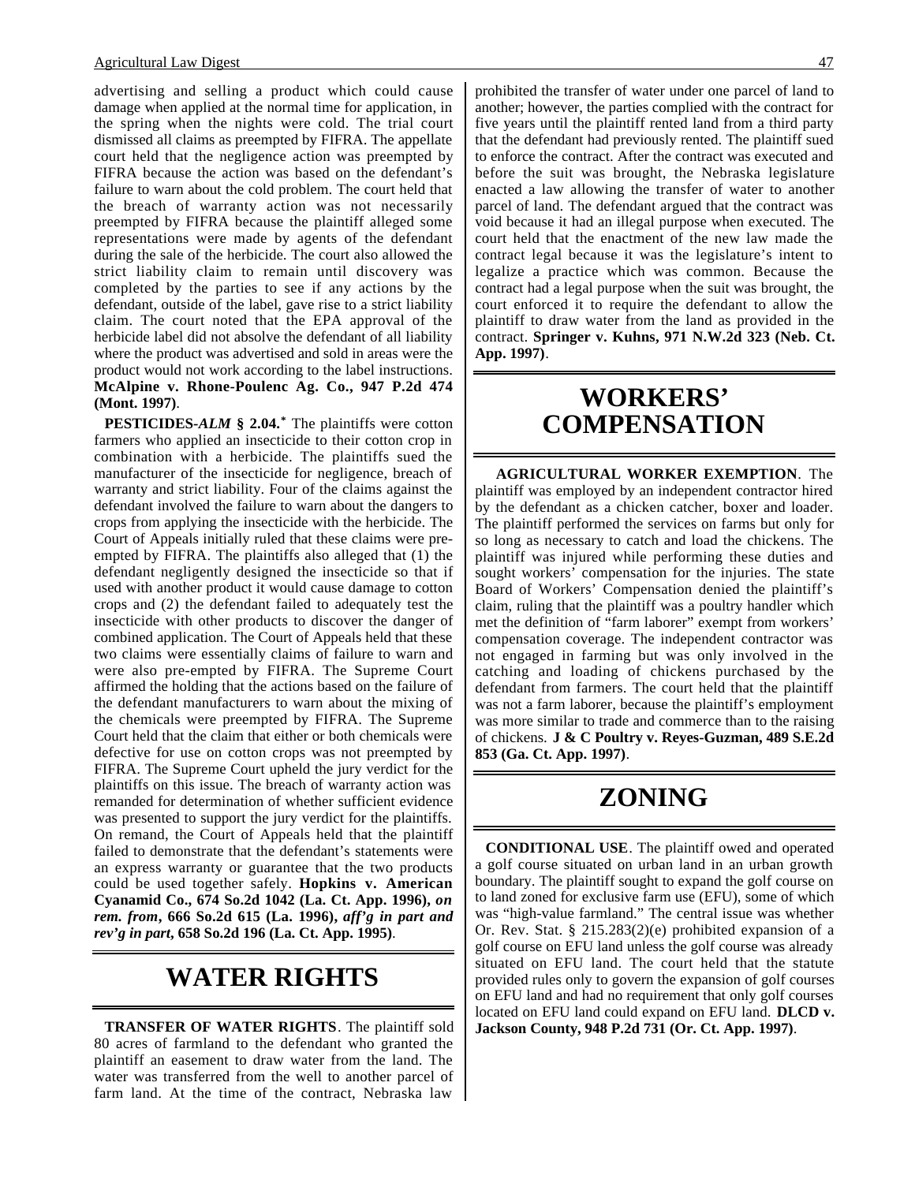advertising and selling a product which could cause damage when applied at the normal time for application, in the spring when the nights were cold. The trial court dismissed all claims as preempted by FIFRA. The appellate court held that the negligence action was preempted by FIFRA because the action was based on the defendant's failure to warn about the cold problem. The court held that the breach of warranty action was not necessarily preempted by FIFRA because the plaintiff alleged some representations were made by agents of the defendant during the sale of the herbicide. The court also allowed the strict liability claim to remain until discovery was completed by the parties to see if any actions by the defendant, outside of the label, gave rise to a strict liability claim. The court noted that the EPA approval of the herbicide label did not absolve the defendant of all liability where the product was advertised and sold in areas were the product would not work according to the label instructions. **McAlpine v. Rhone-Poulenc Ag. Co., 947 P.2d 474 (Mont. 1997)**.

**PESTICIDES-*ALM* § 2.04.*** The plaintiffs were cotton farmers who applied an insecticide to their cotton crop in combination with a herbicide. The plaintiffs sued the manufacturer of the insecticide for negligence, breach of warranty and strict liability. Four of the claims against the defendant involved the failure to warn about the dangers to crops from applying the insecticide with the herbicide. The Court of Appeals initially ruled that these claims were pre-empted by FIFRA. The plaintiffs also alleged that (1) the defendant negligently designed the insecticide so that if used with another product it would cause damage to cotton crops and (2) the defendant failed to adequately test the insecticide with other products to discover the danger of combined application. The Court of Appeals held that these two claims were essentially claims of failure to warn and were also pre-empted by FIFRA. The Supreme Court affirmed the holding that the actions based on the failure of the defendant manufacturers to warn about the mixing of the chemicals were preempted by FIFRA. The Supreme Court held that the claim that either or both chemicals were defective for use on cotton crops was not preempted by FIFRA. The Supreme Court upheld the jury verdict for the plaintiffs on this issue. The breach of warranty action was remanded for determination of whether sufficient evidence was presented to support the jury verdict for the plaintiffs. On remand, the Court of Appeals held that the plaintiff failed to demonstrate that the defendant's statements were an express warranty or guarantee that the two products could be used together safely. **Hopkins v. American Cyanamid Co., 674 So.2d 1042 (La. Ct. App. 1996), *on rem. from*, 666 So.2d 615 (La. 1996), *aff'g in part and rev'g in part*, 658 So.2d 196 (La. Ct. App. 1995)**.

# WATER RIGHTS

**TRANSFER OF WATER RIGHTS**. The plaintiff sold 80 acres of farmland to the defendant who granted the plaintiff an easement to draw water from the land. The water was transferred from the well to another parcel of farm land. At the time of the contract, Nebraska law prohibited the transfer of water under one parcel of land to another; however, the parties complied with the contract for five years until the plaintiff rented land from a third party that the defendant had previously rented. The plaintiff sued to enforce the contract. After the contract was executed and before the suit was brought, the Nebraska legislature enacted a law allowing the transfer of water to another parcel of land. The defendant argued that the contract was void because it had an illegal purpose when executed. The court held that the enactment of the new law made the contract legal because it was the legislature's intent to legalize a practice which was common. Because the contract had a legal purpose when the suit was brought, the court enforced it to require the defendant to allow the plaintiff to draw water from the land as provided in the contract. **Springer v. Kuhns, 971 N.W.2d 323 (Neb. Ct. App. 1997)**.

# WORKERS' COMPENSATION

**AGRICULTURAL WORKER EXEMPTION**. The plaintiff was employed by an independent contractor hired by the defendant as a chicken catcher, boxer and loader. The plaintiff performed the services on farms but only for so long as necessary to catch and load the chickens. The plaintiff was injured while performing these duties and sought workers' compensation for the injuries. The state Board of Workers' Compensation denied the plaintiff's claim, ruling that the plaintiff was a poultry handler which met the definition of "farm laborer" exempt from workers' compensation coverage. The independent contractor was not engaged in farming but was only involved in the catching and loading of chickens purchased by the defendant from farmers. The court held that the plaintiff was not a farm laborer, because the plaintiff's employment was more similar to trade and commerce than to the raising of chickens. **J & C Poultry v. Reyes-Guzman, 489 S.E.2d 853 (Ga. Ct. App. 1997)**.

# ZONING

**CONDITIONAL USE**. The plaintiff owed and operated a golf course situated on urban land in an urban growth boundary. The plaintiff sought to expand the golf course on to land zoned for exclusive farm use (EFU), some of which was "high-value farmland." The central issue was whether Or. Rev. Stat. § 215.283(2)(e) prohibited expansion of a golf course on EFU land unless the golf course was already situated on EFU land. The court held that the statute provided rules only to govern the expansion of golf courses on EFU land and had no requirement that only golf courses located on EFU land could expand on EFU land. **DLCD v. Jackson County, 948 P.2d 731 (Or. Ct. App. 1997)**.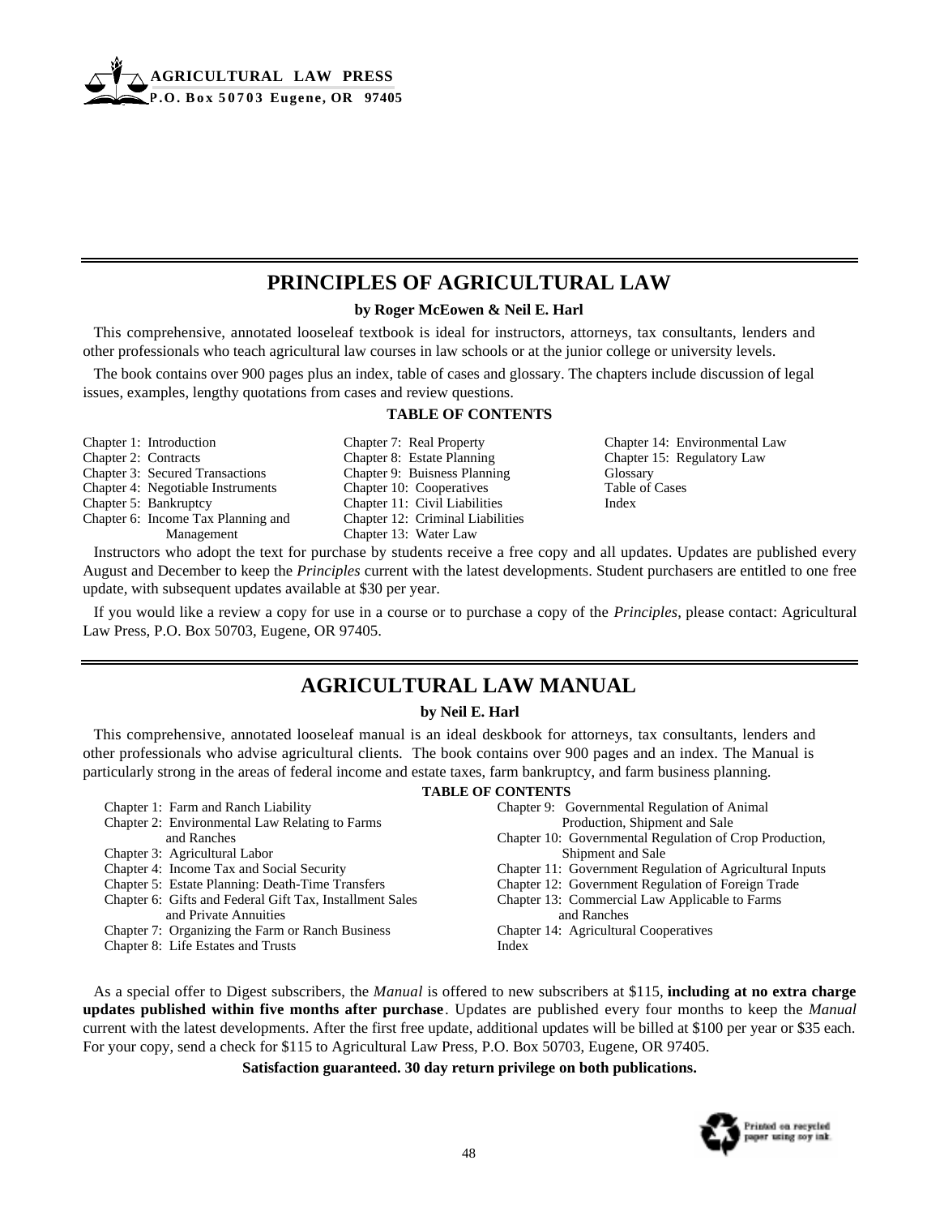**AGRICULTURAL LAW PRESS**
**P.O. Box 50703 Eugene, OR 97405**

## PRINCIPLES OF AGRICULTURAL LAW

**by Roger McEowen & Neil E. Harl**

This comprehensive, annotated looseleaf textbook is ideal for instructors, attorneys, tax consultants, lenders and other professionals who teach agricultural law courses in law schools or at the junior college or university levels.

The book contains over 900 pages plus an index, table of cases and glossary. The chapters include discussion of legal issues, examples, lengthy quotations from cases and review questions.

**TABLE OF CONTENTS**

Chapter 1: Introduction
Chapter 2: Contracts
Chapter 3: Secured Transactions
Chapter 4: Negotiable Instruments
Chapter 5: Bankruptcy
Chapter 6: Income Tax Planning and Management
Chapter 7: Real Property
Chapter 8: Estate Planning
Chapter 9: Buisness Planning
Chapter 10: Cooperatives
Chapter 11: Civil Liabilities
Chapter 12: Criminal Liabilities
Chapter 13: Water Law
Chapter 14: Environmental Law
Chapter 15: Regulatory Law
Glossary
Table of Cases
Index

Instructors who adopt the text for purchase by students receive a free copy and all updates. Updates are published every August and December to keep the *Principles* current with the latest developments. Student purchasers are entitled to one free update, with subsequent updates available at $30 per year.

If you would like a review a copy for use in a course or to purchase a copy of the *Principles*, please contact: Agricultural Law Press, P.O. Box 50703, Eugene, OR 97405.

## AGRICULTURAL LAW MANUAL

**by Neil E. Harl**

This comprehensive, annotated looseleaf manual is an ideal deskbook for attorneys, tax consultants, lenders and other professionals who advise agricultural clients. The book contains over 900 pages and an index. The Manual is particularly strong in the areas of federal income and estate taxes, farm bankruptcy, and farm business planning.

**TABLE OF CONTENTS**

Chapter 1: Farm and Ranch Liability
Chapter 2: Environmental Law Relating to Farms and Ranches
Chapter 3: Agricultural Labor
Chapter 4: Income Tax and Social Security
Chapter 5: Estate Planning: Death-Time Transfers
Chapter 6: Gifts and Federal Gift Tax, Installment Sales and Private Annuities
Chapter 7: Organizing the Farm or Ranch Business
Chapter 8: Life Estates and Trusts
Chapter 9: Governmental Regulation of Animal Production, Shipment and Sale
Chapter 10: Governmental Regulation of Crop Production, Shipment and Sale
Chapter 11: Government Regulation of Agricultural Inputs
Chapter 12: Government Regulation of Foreign Trade
Chapter 13: Commercial Law Applicable to Farms and Ranches
Chapter 14: Agricultural Cooperatives
Index

As a special offer to Digest subscribers, the *Manual* is offered to new subscribers at $115, **including at no extra charge updates published within five months after purchase**. Updates are published every four months to keep the *Manual* current with the latest developments. After the first free update, additional updates will be billed at $100 per year or $35 each. For your copy, send a check for $115 to Agricultural Law Press, P.O. Box 50703, Eugene, OR 97405.

**Satisfaction guaranteed. 30 day return privilege on both publications.**

Printed on recycled paper using soy ink.